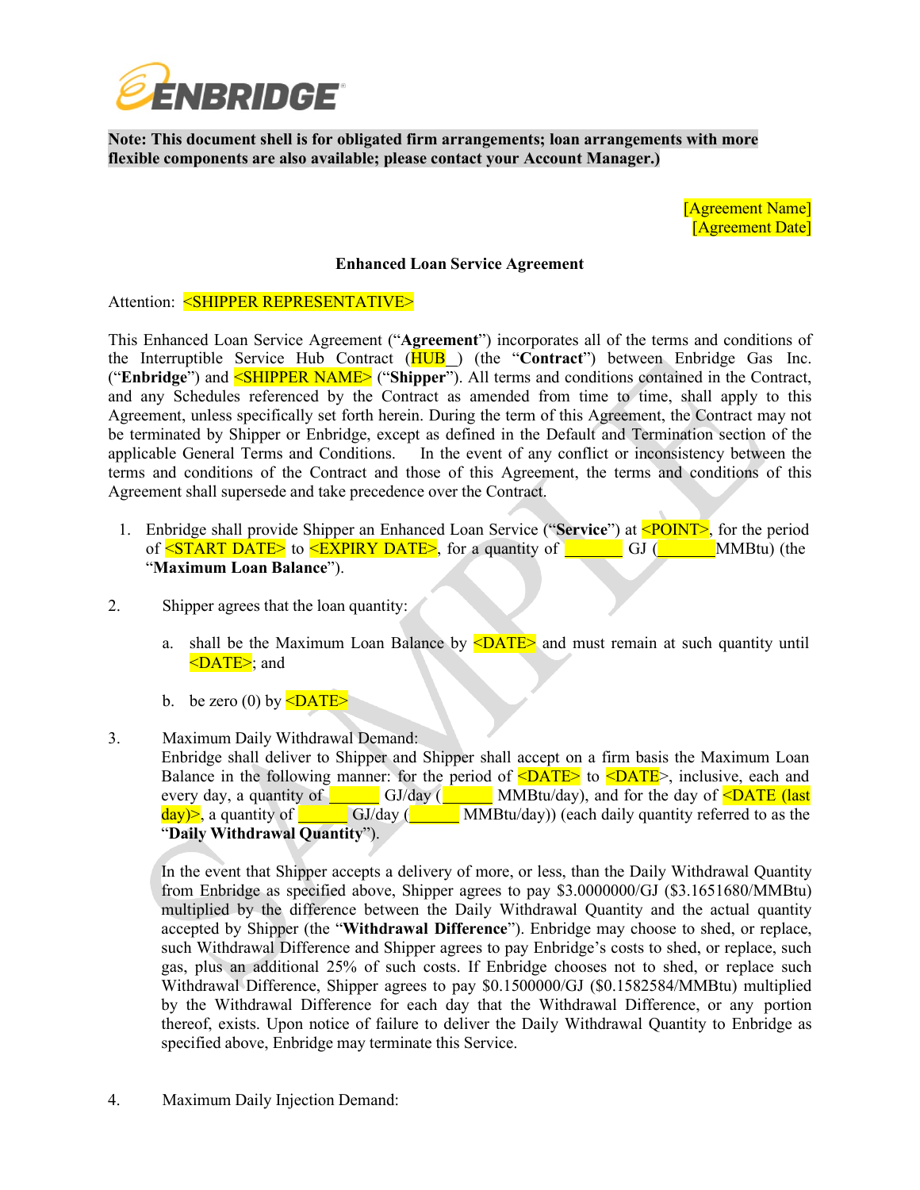**Note: This document shell is for obligated firm arrangements; loan arrangements with more flexible components are also available; please contact your Account Manager.)**

[Agreement Name]
[Agreement Date]

**Enhanced Loan Service Agreement**

Attention: <SHIPPER REPRESENTATIVE>

This Enhanced Loan Service Agreement ("**Agreement**") incorporates all of the terms and conditions of the Interruptible Service Hub Contract (HUB_) (the "**Contract**") between Enbridge Gas Inc. ("**Enbridge**") and <SHIPPER NAME> ("**Shipper**"). All terms and conditions contained in the Contract, and any Schedules referenced by the Contract as amended from time to time, shall apply to this Agreement, unless specifically set forth herein. During the term of this Agreement, the Contract may not be terminated by Shipper or Enbridge, except as defined in the Default and Termination section of the applicable General Terms and Conditions. In the event of any conflict or inconsistency between the terms and conditions of the Contract and those of this Agreement, the terms and conditions of this Agreement shall supersede and take precedence over the Contract.

1. Enbridge shall provide Shipper an Enhanced Loan Service ("**Service**") at <POINT>, for the period of <START DATE> to <EXPIRY DATE>, for a quantity of _______ GJ (_______MMBtu) (the "**Maximum Loan Balance**").

2. Shipper agrees that the loan quantity:

   a. shall be the Maximum Loan Balance by <DATE> and must remain at such quantity until <DATE>; and

   b. be zero (0) by <DATE>

3. Maximum Daily Withdrawal Demand:
   Enbridge shall deliver to Shipper and Shipper shall accept on a firm basis the Maximum Loan Balance in the following manner: for the period of <DATE> to <DATE>, inclusive, each and every day, a quantity of ______ GJ/day (______ MMBtu/day), and for the day of <DATE (last day)>, a quantity of ______ GJ/day (______ MMBtu/day)) (each daily quantity referred to as the "**Daily Withdrawal Quantity**").

   In the event that Shipper accepts a delivery of more, or less, than the Daily Withdrawal Quantity from Enbridge as specified above, Shipper agrees to pay $3.0000000/GJ ($3.1651680/MMBtu) multiplied by the difference between the Daily Withdrawal Quantity and the actual quantity accepted by Shipper (the "**Withdrawal Difference**"). Enbridge may choose to shed, or replace, such Withdrawal Difference and Shipper agrees to pay Enbridge's costs to shed, or replace, such gas, plus an additional 25% of such costs. If Enbridge chooses not to shed, or replace such Withdrawal Difference, Shipper agrees to pay $0.1500000/GJ ($0.1582584/MMBtu) multiplied by the Withdrawal Difference for each day that the Withdrawal Difference, or any portion thereof, exists. Upon notice of failure to deliver the Daily Withdrawal Quantity to Enbridge as specified above, Enbridge may terminate this Service.

4. Maximum Daily Injection Demand: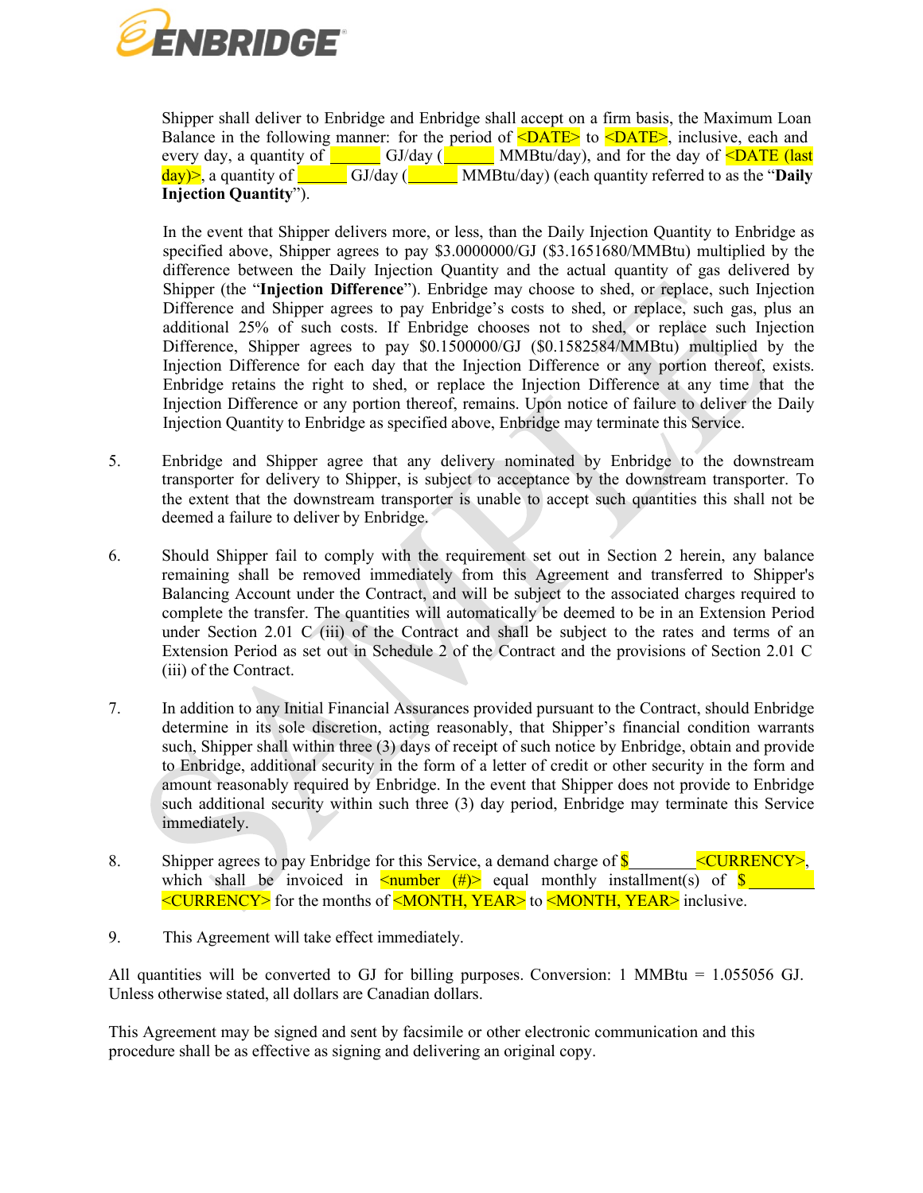Shipper shall deliver to Enbridge and Enbridge shall accept on a firm basis, the Maximum Loan Balance in the following manner: for the period of <DATE> to <DATE>, inclusive, each and every day, a quantity of ______ GJ/day (______ MMBtu/day), and for the day of <DATE (last day)>, a quantity of ______ GJ/day (______ MMBtu/day) (each quantity referred to as the "**Daily Injection Quantity**").

In the event that Shipper delivers more, or less, than the Daily Injection Quantity to Enbridge as specified above, Shipper agrees to pay $3.0000000/GJ ($3.1651680/MMBtu) multiplied by the difference between the Daily Injection Quantity and the actual quantity of gas delivered by Shipper (the "**Injection Difference**"). Enbridge may choose to shed, or replace, such Injection Difference and Shipper agrees to pay Enbridge's costs to shed, or replace, such gas, plus an additional 25% of such costs. If Enbridge chooses not to shed, or replace such Injection Difference, Shipper agrees to pay $0.1500000/GJ ($0.1582584/MMBtu) multiplied by the Injection Difference for each day that the Injection Difference or any portion thereof, exists. Enbridge retains the right to shed, or replace the Injection Difference at any time that the Injection Difference or any portion thereof, remains. Upon notice of failure to deliver the Daily Injection Quantity to Enbridge as specified above, Enbridge may terminate this Service.

5. Enbridge and Shipper agree that any delivery nominated by Enbridge to the downstream transporter for delivery to Shipper, is subject to acceptance by the downstream transporter. To the extent that the downstream transporter is unable to accept such quantities this shall not be deemed a failure to deliver by Enbridge.

6. Should Shipper fail to comply with the requirement set out in Section 2 herein, any balance remaining shall be removed immediately from this Agreement and transferred to Shipper's Balancing Account under the Contract, and will be subject to the associated charges required to complete the transfer. The quantities will automatically be deemed to be in an Extension Period under Section 2.01 C (iii) of the Contract and shall be subject to the rates and terms of an Extension Period as set out in Schedule 2 of the Contract and the provisions of Section 2.01 C (iii) of the Contract.

7. In addition to any Initial Financial Assurances provided pursuant to the Contract, should Enbridge determine in its sole discretion, acting reasonably, that Shipper's financial condition warrants such, Shipper shall within three (3) days of receipt of such notice by Enbridge, obtain and provide to Enbridge, additional security in the form of a letter of credit or other security in the form and amount reasonably required by Enbridge. In the event that Shipper does not provide to Enbridge such additional security within such three (3) day period, Enbridge may terminate this Service immediately.

8. Shipper agrees to pay Enbridge for this Service, a demand charge of $________ <CURRENCY>, which shall be invoiced in <number (#)> equal monthly installment(s) of $________ <CURRENCY> for the months of <MONTH, YEAR> to <MONTH, YEAR> inclusive.

9. This Agreement will take effect immediately.

All quantities will be converted to GJ for billing purposes. Conversion: 1 MMBtu = 1.055056 GJ. Unless otherwise stated, all dollars are Canadian dollars.

This Agreement may be signed and sent by facsimile or other electronic communication and this procedure shall be as effective as signing and delivering an original copy.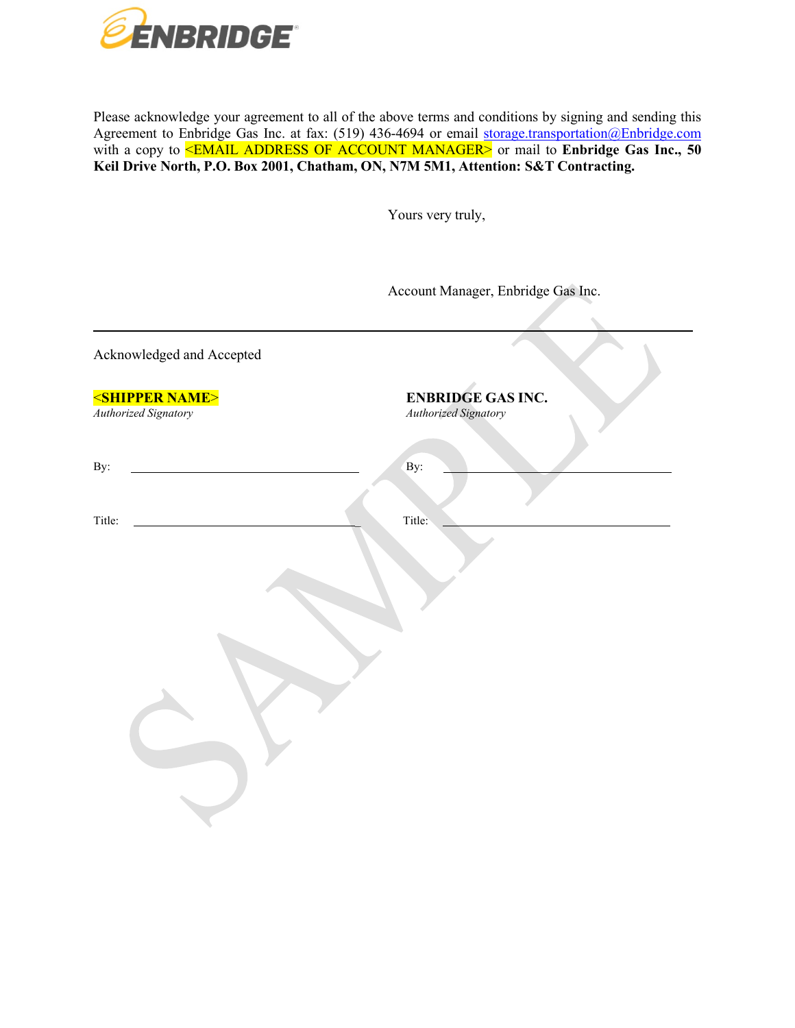Please acknowledge your agreement to all of the above terms and conditions by signing and sending this Agreement to Enbridge Gas Inc. at fax: (519) 436-4694 or email storage.transportation@Enbridge.com with a copy to <EMAIL ADDRESS OF ACCOUNT MANAGER> or mail to **Enbridge Gas Inc., 50 Keil Drive North, P.O. Box 2001, Chatham, ON, N7M 5M1, Attention: S&T Contracting.**

Yours very truly,

Account Manager, Enbridge Gas Inc.

---

Acknowledged and Accepted

**<SHIPPER NAME>**
*Authorized Signatory*

By: ______________________________

Title: ______________________________

**ENBRIDGE GAS INC.**
*Authorized Signatory*

By: ______________________________

Title: ______________________________